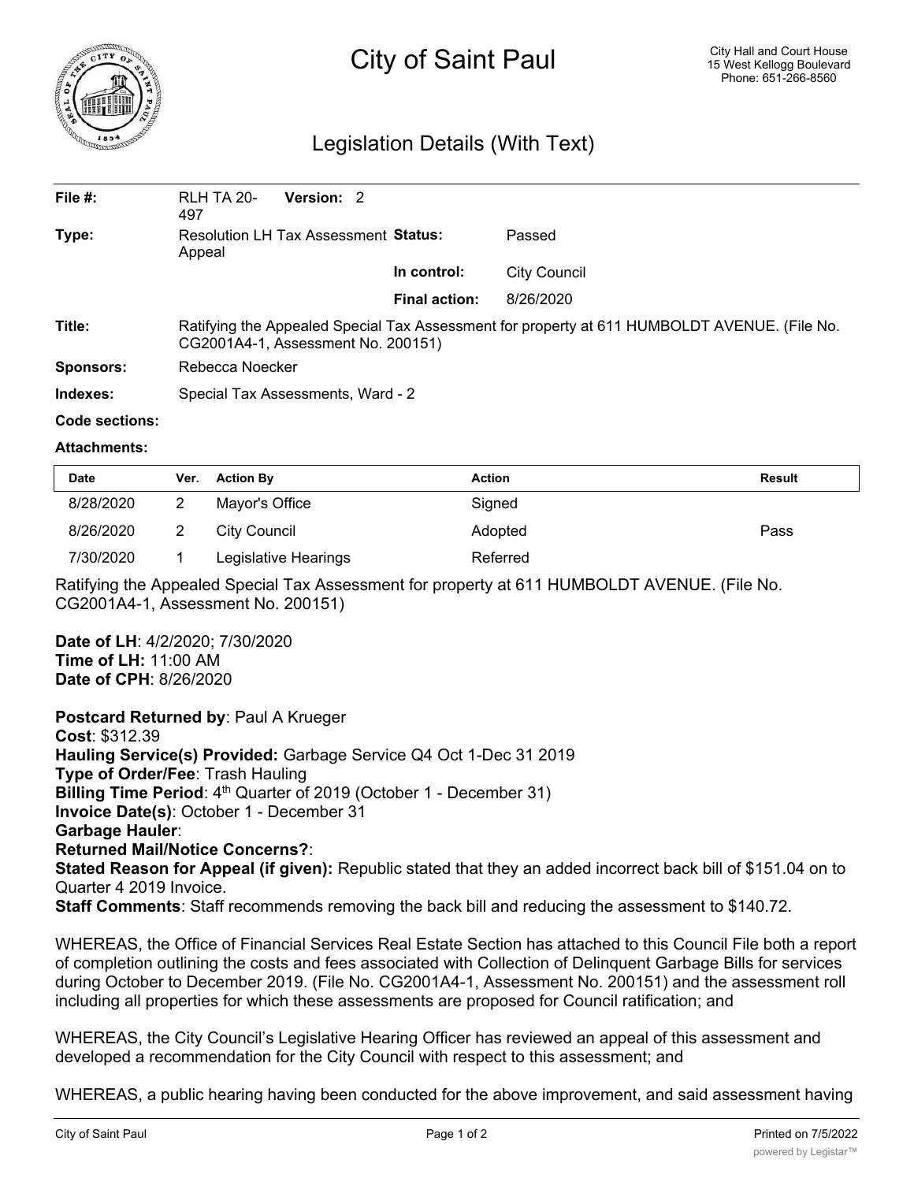# City of Saint Paul

City Hall and Court House
15 West Kellogg Boulevard
Phone: 651-266-8560

## Legislation Details (With Text)

| | | | |
|---|---|---|---|
| **File #:** | RLH TA 20-497 **Version:** 2 | | |
| **Type:** | Resolution LH Tax Assessment Appeal | **Status:** | Passed |
| | | **In control:** | City Council |
| | | **Final action:** | 8/26/2020 |

**Title:** Ratifying the Appealed Special Tax Assessment for property at 611 HUMBOLDT AVENUE. (File No. CG2001A4-1, Assessment No. 200151)

**Sponsors:** Rebecca Noecker

**Indexes:** Special Tax Assessments, Ward - 2

**Code sections:**

**Attachments:**

| Date | Ver. | Action By | Action | Result |
|---|---|---|---|---|
| 8/28/2020 | 2 | Mayor's Office | Signed | |
| 8/26/2020 | 2 | City Council | Adopted | Pass |
| 7/30/2020 | 1 | Legislative Hearings | Referred | |

Ratifying the Appealed Special Tax Assessment for property at 611 HUMBOLDT AVENUE. (File No. CG2001A4-1, Assessment No. 200151)

**Date of LH**: 4/2/2020; 7/30/2020
**Time of LH:** 11:00 AM
**Date of CPH**: 8/26/2020

**Postcard Returned by**: Paul A Krueger
**Cost**: $312.39
**Hauling Service(s) Provided:** Garbage Service Q4 Oct 1-Dec 31 2019
**Type of Order/Fee**: Trash Hauling
**Billing Time Period**: 4th Quarter of 2019 (October 1 - December 31)
**Invoice Date(s)**: October 1 - December 31
**Garbage Hauler**:
**Returned Mail/Notice Concerns?**:
**Stated Reason for Appeal (if given):** Republic stated that they an added incorrect back bill of $151.04 on to Quarter 4 2019 Invoice.
**Staff Comments**: Staff recommends removing the back bill and reducing the assessment to $140.72.

WHEREAS, the Office of Financial Services Real Estate Section has attached to this Council File both a report of completion outlining the costs and fees associated with Collection of Delinquent Garbage Bills for services during October to December 2019. (File No. CG2001A4-1, Assessment No. 200151) and the assessment roll including all properties for which these assessments are proposed for Council ratification; and

WHEREAS, the City Council's Legislative Hearing Officer has reviewed an appeal of this assessment and developed a recommendation for the City Council with respect to this assessment; and

WHEREAS, a public hearing having been conducted for the above improvement, and said assessment having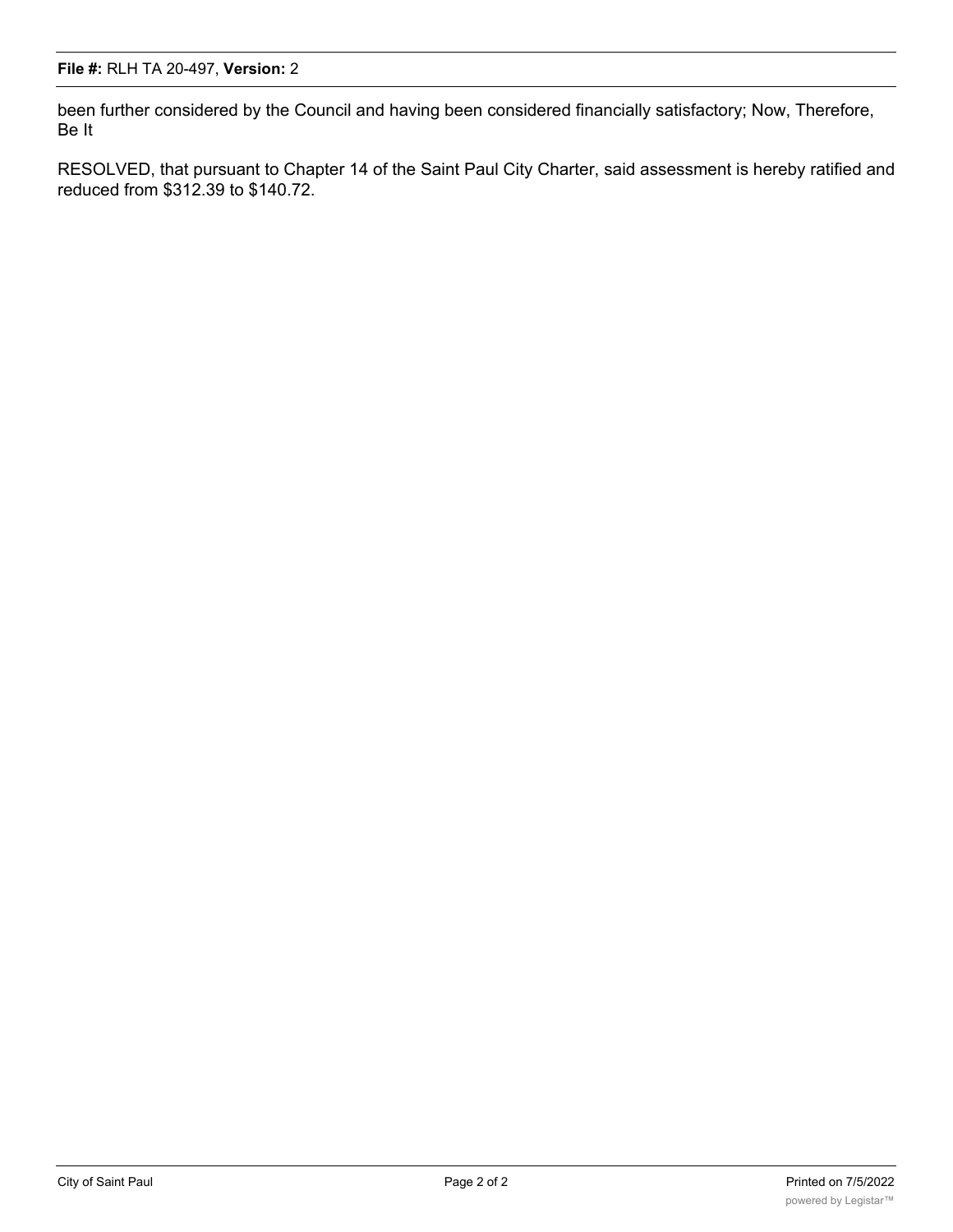been further considered by the Council and having been considered financially satisfactory; Now, Therefore, Be It

RESOLVED, that pursuant to Chapter 14 of the Saint Paul City Charter, said assessment is hereby ratified and reduced from $312.39 to $140.72.